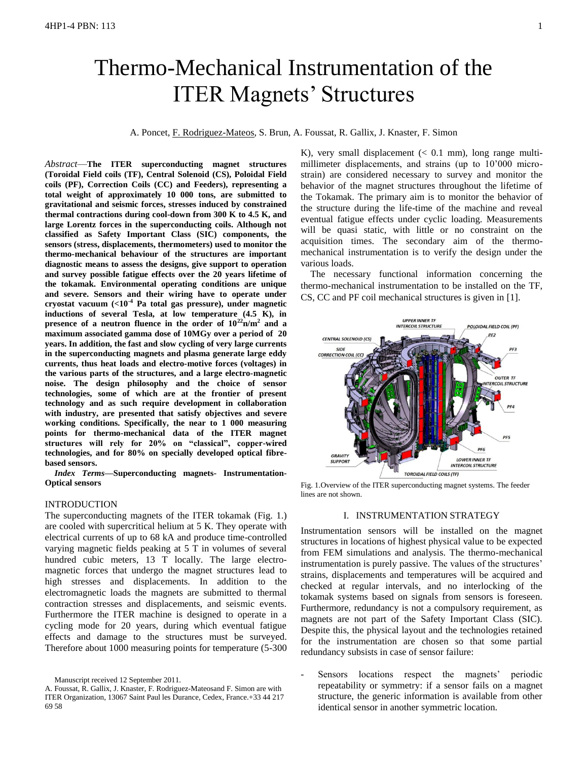# Thermo-Mechanical Instrumentation of the ITER Magnets' Structures

A. Poncet, F. Rodriguez-Mateos, S. Brun, A. Foussat, R. Gallix, J. Knaster, F. Simon

*Abstract*—**The ITER superconducting magnet structures (Toroidal Field coils (TF), Central Solenoid (CS), Poloidal Field coils (PF), Correction Coils (CC) and Feeders), representing a total weight of approximately 10 000 tons, are submitted to gravitational and seismic forces, stresses induced by constrained thermal contractions during cool-down from 300 K to 4.5 K, and large Lorentz forces in the superconducting coils. Although not classified as Safety Important Class (SIC) components, the sensors (stress, displacements, thermometers) used to monitor the thermo-mechanical behaviour of the structures are important diagnostic means to assess the designs, give support to operation and survey possible fatigue effects over the 20 years lifetime of the tokamak. Environmental operating conditions are unique and severe. Sensors and their wiring have to operate under cryostat vacuum ($<10^{-4}$ Pa total gas pressure), under magnetic inductions of several Tesla, at low temperature (4.5 K), in presence of a neutron fluence in the order of $10^{22}$n/m$^2$ and a maximum associated gamma dose of 10MGy over a period of 20 years. In addition, the fast and slow cycling of very large currents in the superconducting magnets and plasma generate large eddy currents, thus heat loads and electro-motive forces (voltages) in the various parts of the structures, and a large electro-magnetic noise. The design philosophy and the choice of sensor technologies, some of which are at the frontier of present technology and as such require development in collaboration with industry, are presented that satisfy objectives and severe working conditions. Specifically, the near to 1 000 measuring points for thermo-mechanical data of the ITER magnet structures will rely for 20% on "classical", copper-wired technologies, and for 80% on specially developed optical fibre-based sensors.**

*Index Terms*—**Superconducting magnets- Instrumentation-Optical sensors**

## INTRODUCTION

The superconducting magnets of the ITER tokamak (Fig. 1.) are cooled with supercritical helium at 5 K. They operate with electrical currents of up to 68 kA and produce time-controlled varying magnetic fields peaking at 5 T in volumes of several hundred cubic meters, 13 T locally. The large electromagnetic forces that undergo the magnet structures lead to high stresses and displacements. In addition to the electromagnetic loads the magnets are submitted to thermal contraction stresses and displacements, and seismic events. Furthermore the ITER machine is designed to operate in a cycling mode for 20 years, during which eventual fatigue effects and damage to the structures must be surveyed. Therefore about 1000 measuring points for temperature (5-300 K), very small displacement (< 0.1 mm), long range multi-millimeter displacements, and strains (up to 10'000 micro-strain) are considered necessary to survey and monitor the behavior of the magnet structures throughout the lifetime of the Tokamak. The primary aim is to monitor the behavior of the structure during the life-time of the machine and reveal eventual fatigue effects under cyclic loading. Measurements will be quasi static, with little or no constraint on the acquisition times. The secondary aim of the thermo-mechanical instrumentation is to verify the design under the various loads.

The necessary functional information concerning the thermo-mechanical instrumentation to be installed on the TF, CS, CC and PF coil mechanical structures is given in [1].

Fig. 1.Overview of the ITER superconducting magnet systems. The feeder lines are not shown.

## I. INSTRUMENTATION STRATEGY

Instrumentation sensors will be installed on the magnet structures in locations of highest physical value to be expected from FEM simulations and analysis. The thermo-mechanical instrumentation is purely passive. The values of the structures' strains, displacements and temperatures will be acquired and checked at regular intervals, and no interlocking of the tokamak systems based on signals from sensors is foreseen. Furthermore, redundancy is not a compulsory requirement, as magnets are not part of the Safety Important Class (SIC). Despite this, the physical layout and the technologies retained for the instrumentation are chosen so that some partial redundancy subsists in case of sensor failure:

- Sensors locations respect the magnets' periodic repeatability or symmetry: if a sensor fails on a magnet structure, the generic information is available from other identical sensor in another symmetric location.

Manuscript received 12 September 2011.

A. Foussat, R. Gallix, J. Knaster, F. Rodriguez-Mateosand F. Simon are with ITER Organization, 13067 Saint Paul les Durance, Cedex, France.+33 44 217 69 58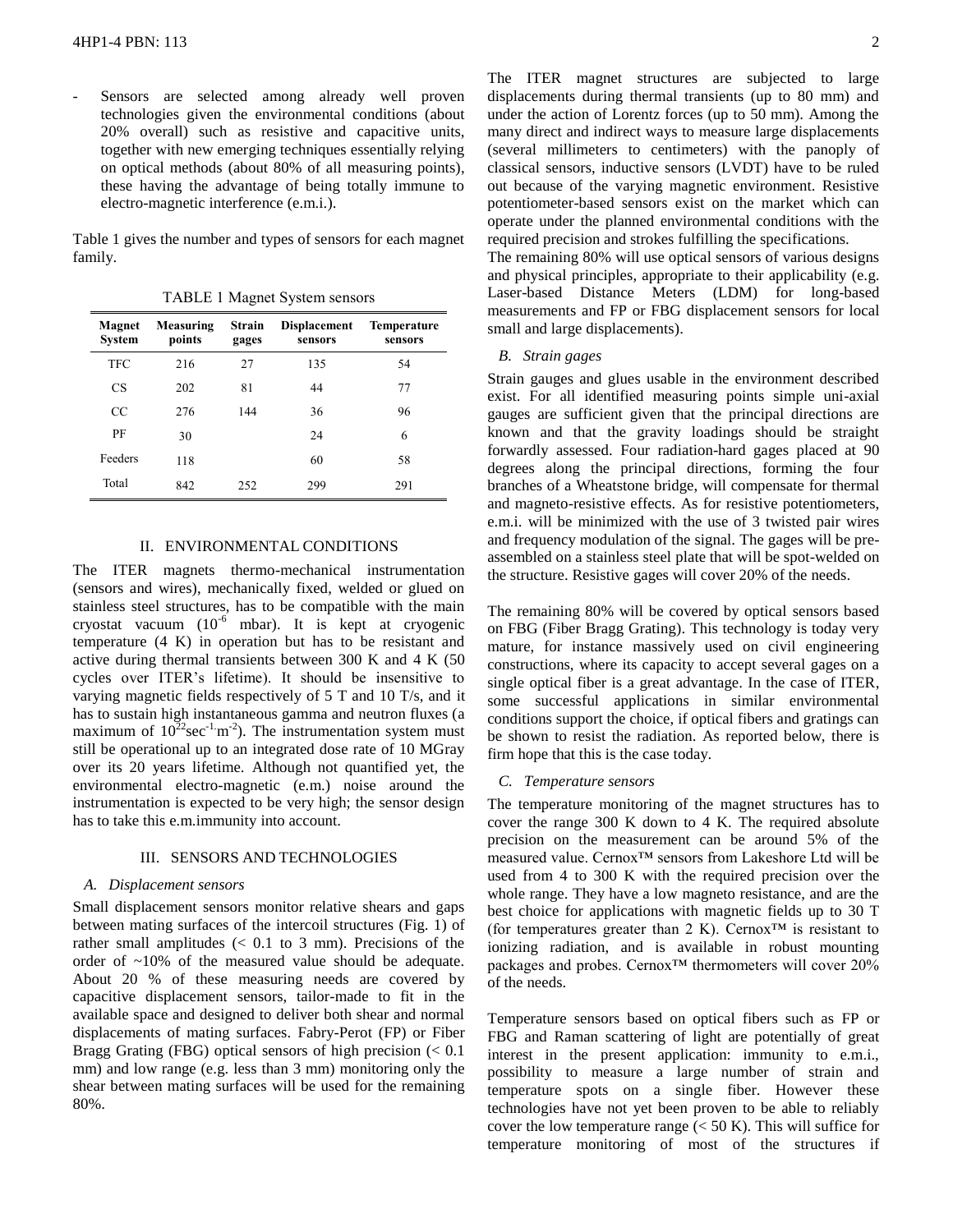- Sensors are selected among already well proven technologies given the environmental conditions (about 20% overall) such as resistive and capacitive units, together with new emerging techniques essentially relying on optical methods (about 80% of all measuring points), these having the advantage of being totally immune to electro-magnetic interference (e.m.i.).

Table 1 gives the number and types of sensors for each magnet family.

TABLE 1 Magnet System sensors

| Magnet System | Measuring points | Strain gages | Displacement sensors | Temperature sensors |
|---|---|---|---|---|
| TFC | 216 | 27 | 135 | 54 |
| CS | 202 | 81 | 44 | 77 |
| CC | 276 | 144 | 36 | 96 |
| PF | 30 | | 24 | 6 |
| Feeders | 118 | | 60 | 58 |
| Total | 842 | 252 | 299 | 291 |

## II. ENVIRONMENTAL CONDITIONS

The ITER magnets thermo-mechanical instrumentation (sensors and wires), mechanically fixed, welded or glued on stainless steel structures, has to be compatible with the main cryostat vacuum ($10^{-6}$ mbar). It is kept at cryogenic temperature (4 K) in operation but has to be resistant and active during thermal transients between 300 K and 4 K (50 cycles over ITER's lifetime). It should be insensitive to varying magnetic fields respectively of 5 T and 10 T/s, and it has to sustain high instantaneous gamma and neutron fluxes (a maximum of $10^{22}\text{sec}^{-1}\text{m}^{-2}$). The instrumentation system must still be operational up to an integrated dose rate of 10 MGray over its 20 years lifetime. Although not quantified yet, the environmental electro-magnetic (e.m.) noise around the instrumentation is expected to be very high; the sensor design has to take this e.m.immunity into account.

## III. SENSORS AND TECHNOLOGIES

### *A. Displacement sensors*

Small displacement sensors monitor relative shears and gaps between mating surfaces of the intercoil structures (Fig. 1) of rather small amplitudes (< 0.1 to 3 mm). Precisions of the order of ~10% of the measured value should be adequate. About 20 % of these measuring needs are covered by capacitive displacement sensors, tailor-made to fit in the available space and designed to deliver both shear and normal displacements of mating surfaces. Fabry-Perot (FP) or Fiber Bragg Grating (FBG) optical sensors of high precision (< 0.1 mm) and low range (e.g. less than 3 mm) monitoring only the shear between mating surfaces will be used for the remaining 80%.

The ITER magnet structures are subjected to large displacements during thermal transients (up to 80 mm) and under the action of Lorentz forces (up to 50 mm). Among the many direct and indirect ways to measure large displacements (several millimeters to centimeters) with the panoply of classical sensors, inductive sensors (LVDT) have to be ruled out because of the varying magnetic environment. Resistive potentiometer-based sensors exist on the market which can operate under the planned environmental conditions with the required precision and strokes fulfilling the specifications.

The remaining 80% will use optical sensors of various designs and physical principles, appropriate to their applicability (e.g. Laser-based Distance Meters (LDM) for long-based measurements and FP or FBG displacement sensors for local small and large displacements).

### *B. Strain gages*

Strain gauges and glues usable in the environment described exist. For all identified measuring points simple uni-axial gauges are sufficient given that the principal directions are known and that the gravity loadings should be straight forwardly assessed. Four radiation-hard gages placed at 90 degrees along the principal directions, forming the four branches of a Wheatstone bridge, will compensate for thermal and magneto-resistive effects. As for resistive potentiometers, e.m.i. will be minimized with the use of 3 twisted pair wires and frequency modulation of the signal. The gages will be pre-assembled on a stainless steel plate that will be spot-welded on the structure. Resistive gages will cover 20% of the needs.

The remaining 80% will be covered by optical sensors based on FBG (Fiber Bragg Grating). This technology is today very mature, for instance massively used on civil engineering constructions, where its capacity to accept several gages on a single optical fiber is a great advantage. In the case of ITER, some successful applications in similar environmental conditions support the choice, if optical fibers and gratings can be shown to resist the radiation. As reported below, there is firm hope that this is the case today.

### *C. Temperature sensors*

The temperature monitoring of the magnet structures has to cover the range 300 K down to 4 K. The required absolute precision on the measurement can be around 5% of the measured value. Cernox™ sensors from Lakeshore Ltd will be used from 4 to 300 K with the required precision over the whole range. They have a low magneto resistance, and are the best choice for applications with magnetic fields up to 30 T (for temperatures greater than 2 K). Cernox™ is resistant to ionizing radiation, and is available in robust mounting packages and probes. Cernox™ thermometers will cover 20% of the needs.

Temperature sensors based on optical fibers such as FP or FBG and Raman scattering of light are potentially of great interest in the present application: immunity to e.m.i., possibility to measure a large number of strain and temperature spots on a single fiber. However these technologies have not yet been proven to be able to reliably cover the low temperature range (< 50 K). This will suffice for temperature monitoring of most of the structures if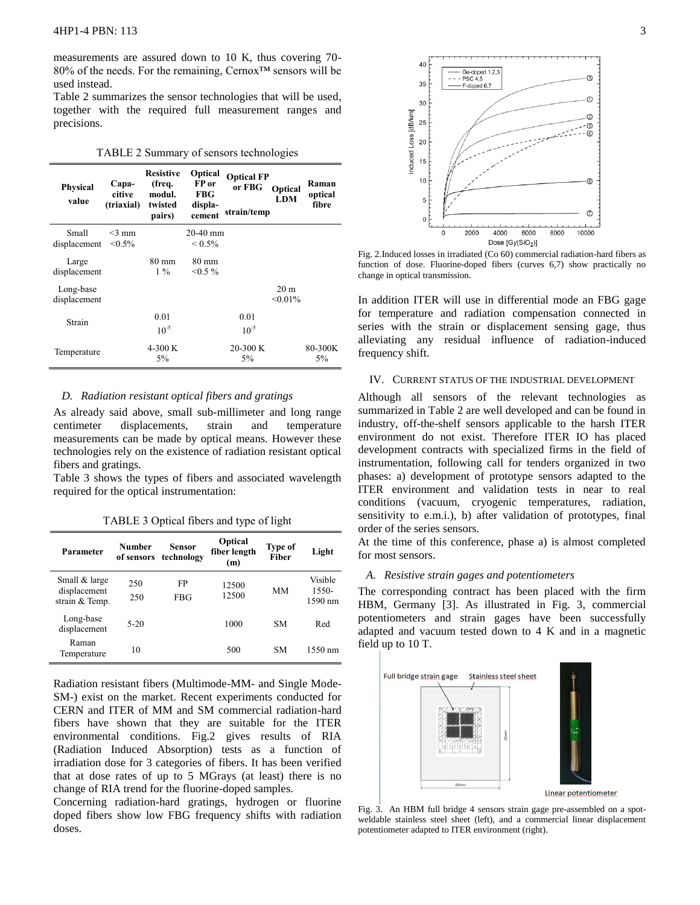measurements are assured down to 10 K, thus covering 70-80% of the needs. For the remaining, Cernox™ sensors will be used instead.
Table 2 summarizes the sensor technologies that will be used, together with the required full measurement ranges and precisions.

TABLE 2 Summary of sensors technologies

| Physical value | Capa-citive (triaxial) | Resistive (freq. modul. twisted pairs) | Optical FP or FBG displa-cement | Optical FP or FBG strain/temp | Optical LDM | Raman optical fibre |
|---|---|---|---|---|---|---|
| Small displacement | <3 mm <0.5% | | 20-40 mm < 0.5% | | | |
| Large displacement | | 80 mm 1 % | 80 mm <0.5 % | | | |
| Long-base displacement | | | | | 20 m <0.01% | |
| Strain | | 0.01 $10^{-5}$ | | 0.01 $10^{-5}$ | | |
| Temperature | | 4-300 K 5% | | 20-300 K 5% | | 80-300K 5% |

## *D. Radiation resistant optical fibers and gratings*

As already said above, small sub-millimeter and long range centimeter displacements, strain and temperature measurements can be made by optical means. However these technologies rely on the existence of radiation resistant optical fibers and gratings.
Table 3 shows the types of fibers and associated wavelength required for the optical instrumentation:

TABLE 3 Optical fibers and type of light

| Parameter | Number of sensors | Sensor technology | Optical fiber length (m) | Type of Fiber | Light |
|---|---|---|---|---|---|
| Small & large displacement strain & Temp. | 250<br>250 | FP<br>FBG | 12500<br>12500 | MM | Visible 1550-1590 nm |
| Long-base displacement | 5-20 | | 1000 | SM | Red |
| Raman Temperature | 10 | | 500 | SM | 1550 nm |

Radiation resistant fibers (Multimode-MM- and Single Mode-SM-) exist on the market. Recent experiments conducted for CERN and ITER of MM and SM commercial radiation-hard fibers have shown that they are suitable for the ITER environmental conditions. Fig.2 gives results of RIA (Radiation Induced Absorption) tests as a function of irradiation dose for 3 categories of fibers. It has been verified that at dose rates of up to 5 MGrays (at least) there is no change of RIA trend for the fluorine-doped samples.
Concerning radiation-hard gratings, hydrogen or fluorine doped fibers show low FBG frequency shifts with radiation doses.

Fig. 2.Induced losses in irradiated (Co 60) commercial radiation-hard fibers as function of dose. Fluorine-doped fibers (curves 6,7) show practically no change in optical transmission.

In addition ITER will use in differential mode an FBG gage for temperature and radiation compensation connected in series with the strain or displacement sensing gage, thus alleviating any residual influence of radiation-induced frequency shift.

## IV. Current status of the industrial development

Although all sensors of the relevant technologies as summarized in Table 2 are well developed and can be found in industry, off-the-shelf sensors applicable to the harsh ITER environment do not exist. Therefore ITER IO has placed development contracts with specialized firms in the field of instrumentation, following call for tenders organized in two phases: a) development of prototype sensors adapted to the ITER environment and validation tests in near to real conditions (vacuum, cryogenic temperatures, radiation, sensitivity to e.m.i.), b) after validation of prototypes, final order of the series sensors.
At the time of this conference, phase a) is almost completed for most sensors.

## *A. Resistive strain gages and potentiometers*

The corresponding contract has been placed with the firm HBM, Germany [3]. As illustrated in Fig. 3, commercial potentiometers and strain gages have been successfully adapted and vacuum tested down to 4 K and in a magnetic field up to 10 T.

Fig. 3. An HBM full bridge 4 sensors strain gage pre-assembled on a spot-weldable stainless steel sheet (left), and a commercial linear displacement potentiometer adapted to ITER environment (right).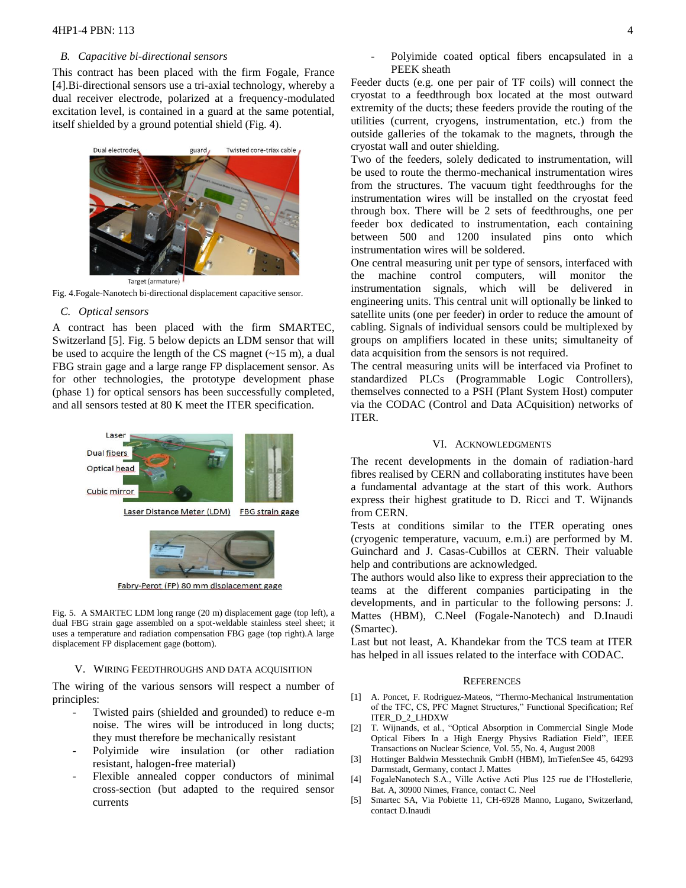### B. Capacitive bi-directional sensors

This contract has been placed with the firm Fogale, France [4].Bi-directional sensors use a tri-axial technology, whereby a dual receiver electrode, polarized at a frequency-modulated excitation level, is contained in a guard at the same potential, itself shielded by a ground potential shield (Fig. 4).

Dual electrodes
guard
Twisted core-triax cable
Target (armature)

Fig. 4.Fogale-Nanotech bi-directional displacement capacitive sensor.

### C. Optical sensors

A contract has been placed with the firm SMARTEC, Switzerland [5]. Fig. 5 below depicts an LDM sensor that will be used to acquire the length of the CS magnet (~15 m), a dual FBG strain gage and a large range FP displacement sensor. As for other technologies, the prototype development phase (phase 1) for optical sensors has been successfully completed, and all sensors tested at 80 K meet the ITER specification.

Laser
Dual fibers
Optical head
Cubic mirror
Laser Distance Meter (LDM)
FBG strain gage
Fabry-Perot (FP) 80 mm displacement gage

Fig. 5. A SMARTEC LDM long range (20 m) displacement gage (top left), a dual FBG strain gage assembled on a spot-weldable stainless steel sheet; it uses a temperature and radiation compensation FBG gage (top right).A large displacement FP displacement gage (bottom).

## V. Wiring Feedthroughs and Data Acquisition

The wiring of the various sensors will respect a number of principles:

- Twisted pairs (shielded and grounded) to reduce e-m noise. The wires will be introduced in long ducts; they must therefore be mechanically resistant
- Polyimide wire insulation (or other radiation resistant, halogen-free material)
- Flexible annealed copper conductors of minimal cross-section (but adapted to the required sensor currents
- Polyimide coated optical fibers encapsulated in a PEEK sheath

Feeder ducts (e.g. one per pair of TF coils) will connect the cryostat to a feedthrough box located at the most outward extremity of the ducts; these feeders provide the routing of the utilities (current, cryogens, instrumentation, etc.) from the outside galleries of the tokamak to the magnets, through the cryostat wall and outer shielding.

Two of the feeders, solely dedicated to instrumentation, will be used to route the thermo-mechanical instrumentation wires from the structures. The vacuum tight feedthroughs for the instrumentation wires will be installed on the cryostat feed through box. There will be 2 sets of feedthroughs, one per feeder box dedicated to instrumentation, each containing between 500 and 1200 insulated pins onto which instrumentation wires will be soldered.

One central measuring unit per type of sensors, interfaced with the machine control computers, will monitor the instrumentation signals, which will be delivered in engineering units. This central unit will optionally be linked to satellite units (one per feeder) in order to reduce the amount of cabling. Signals of individual sensors could be multiplexed by groups on amplifiers located in these units; simultaneity of data acquisition from the sensors is not required.

The central measuring units will be interfaced via Profinet to standardized PLCs (Programmable Logic Controllers), themselves connected to a PSH (Plant System Host) computer via the CODAC (Control and Data ACquisition) networks of ITER.

## VI. Acknowledgments

The recent developments in the domain of radiation-hard fibres realised by CERN and collaborating institutes have been a fundamental advantage at the start of this work. Authors express their highest gratitude to D. Ricci and T. Wijnands from CERN.

Tests at conditions similar to the ITER operating ones (cryogenic temperature, vacuum, e.m.i) are performed by M. Guinchard and J. Casas-Cubillos at CERN. Their valuable help and contributions are acknowledged.

The authors would also like to express their appreciation to the teams at the different companies participating in the developments, and in particular to the following persons: J. Mattes (HBM), C.Neel (Fogale-Nanotech) and D.Inaudi (Smartec).

Last but not least, A. Khandekar from the TCS team at ITER has helped in all issues related to the interface with CODAC.

## References

[1] A. Poncet, F. Rodriguez-Mateos, "Thermo-Mechanical Instrumentation of the TFC, CS, PFC Magnet Structures," Functional Specification; Ref ITER_D_2_LHDXW

[2] T. Wijnands, et al., "Optical Absorption in Commercial Single Mode Optical Fibers In a High Energy Physivs Radiation Field", IEEE Transactions on Nuclear Science, Vol. 55, No. 4, August 2008

[3] Hottinger Baldwin Messtechnik GmbH (HBM), ImTiefenSee 45, 64293 Darmstadt, Germany, contact J. Mattes

[4] FogaleNanotech S.A., Ville Active Acti Plus 125 rue de l'Hostellerie, Bat. A, 30900 Nimes, France, contact C. Neel

[5] Smartec SA, Via Pobiette 11, CH-6928 Manno, Lugano, Switzerland, contact D.Inaudi